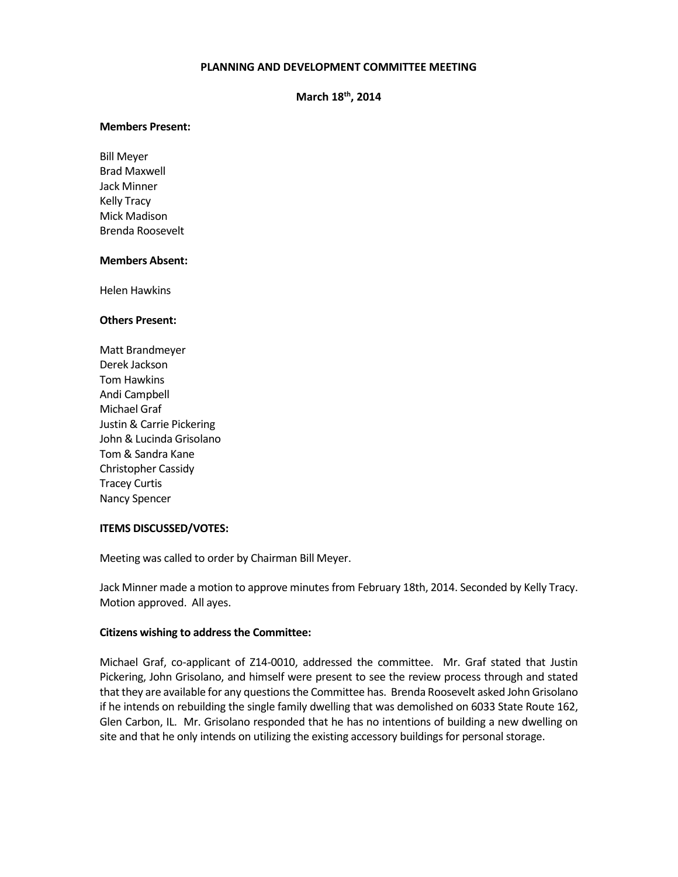**PLANNING AND DEVELOPMENT COMMITTEE MEETING**

**March 18th, 2014**

**Members Present:**

Bill Meyer
Brad Maxwell
Jack Minner
Kelly Tracy
Mick Madison
Brenda Roosevelt

**Members Absent:**

Helen Hawkins

**Others Present:**

Matt Brandmeyer
Derek Jackson
Tom Hawkins
Andi Campbell
Michael Graf
Justin & Carrie Pickering
John & Lucinda Grisolano
Tom & Sandra Kane
Christopher Cassidy
Tracey Curtis
Nancy Spencer

**ITEMS DISCUSSED/VOTES:**

Meeting was called to order by Chairman Bill Meyer.

Jack Minner made a motion to approve minutes from February 18th, 2014. Seconded by Kelly Tracy. Motion approved. All ayes.

**Citizens wishing to address the Committee:**

Michael Graf, co-applicant of Z14-0010, addressed the committee. Mr. Graf stated that Justin Pickering, John Grisolano, and himself were present to see the review process through and stated that they are available for any questions the Committee has. Brenda Roosevelt asked John Grisolano if he intends on rebuilding the single family dwelling that was demolished on 6033 State Route 162, Glen Carbon, IL. Mr. Grisolano responded that he has no intentions of building a new dwelling on site and that he only intends on utilizing the existing accessory buildings for personal storage.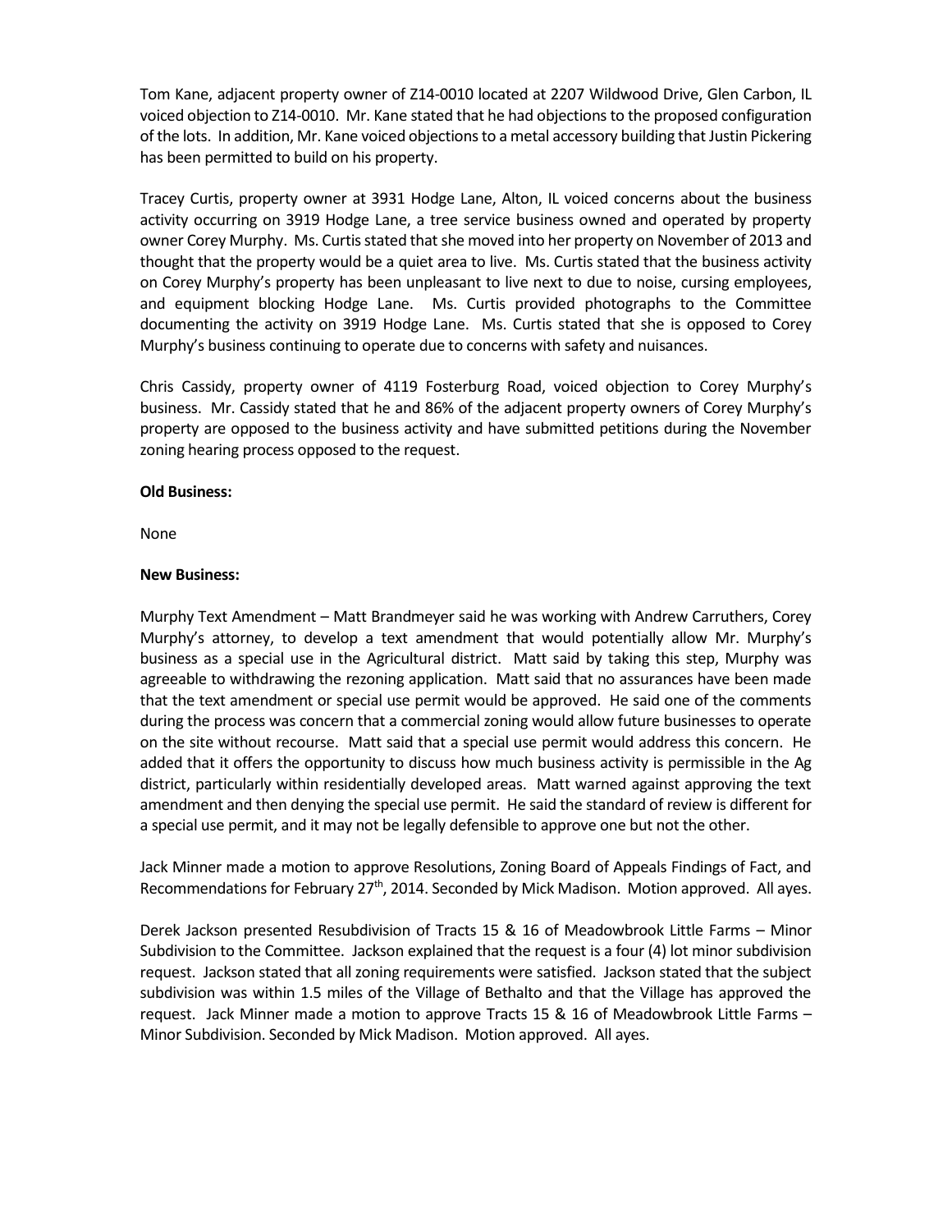Tom Kane, adjacent property owner of Z14-0010 located at 2207 Wildwood Drive, Glen Carbon, IL voiced objection to Z14-0010. Mr. Kane stated that he had objections to the proposed configuration of the lots. In addition, Mr. Kane voiced objections to a metal accessory building that Justin Pickering has been permitted to build on his property.

Tracey Curtis, property owner at 3931 Hodge Lane, Alton, IL voiced concerns about the business activity occurring on 3919 Hodge Lane, a tree service business owned and operated by property owner Corey Murphy. Ms. Curtis stated that she moved into her property on November of 2013 and thought that the property would be a quiet area to live. Ms. Curtis stated that the business activity on Corey Murphy's property has been unpleasant to live next to due to noise, cursing employees, and equipment blocking Hodge Lane. Ms. Curtis provided photographs to the Committee documenting the activity on 3919 Hodge Lane. Ms. Curtis stated that she is opposed to Corey Murphy's business continuing to operate due to concerns with safety and nuisances.

Chris Cassidy, property owner of 4119 Fosterburg Road, voiced objection to Corey Murphy's business. Mr. Cassidy stated that he and 86% of the adjacent property owners of Corey Murphy's property are opposed to the business activity and have submitted petitions during the November zoning hearing process opposed to the request.

**Old Business:**

None

**New Business:**

Murphy Text Amendment – Matt Brandmeyer said he was working with Andrew Carruthers, Corey Murphy's attorney, to develop a text amendment that would potentially allow Mr. Murphy's business as a special use in the Agricultural district. Matt said by taking this step, Murphy was agreeable to withdrawing the rezoning application. Matt said that no assurances have been made that the text amendment or special use permit would be approved. He said one of the comments during the process was concern that a commercial zoning would allow future businesses to operate on the site without recourse. Matt said that a special use permit would address this concern. He added that it offers the opportunity to discuss how much business activity is permissible in the Ag district, particularly within residentially developed areas. Matt warned against approving the text amendment and then denying the special use permit. He said the standard of review is different for a special use permit, and it may not be legally defensible to approve one but not the other.

Jack Minner made a motion to approve Resolutions, Zoning Board of Appeals Findings of Fact, and Recommendations for February 27th, 2014. Seconded by Mick Madison. Motion approved. All ayes.

Derek Jackson presented Resubdivision of Tracts 15 & 16 of Meadowbrook Little Farms – Minor Subdivision to the Committee. Jackson explained that the request is a four (4) lot minor subdivision request. Jackson stated that all zoning requirements were satisfied. Jackson stated that the subject subdivision was within 1.5 miles of the Village of Bethalto and that the Village has approved the request. Jack Minner made a motion to approve Tracts 15 & 16 of Meadowbrook Little Farms – Minor Subdivision. Seconded by Mick Madison. Motion approved. All ayes.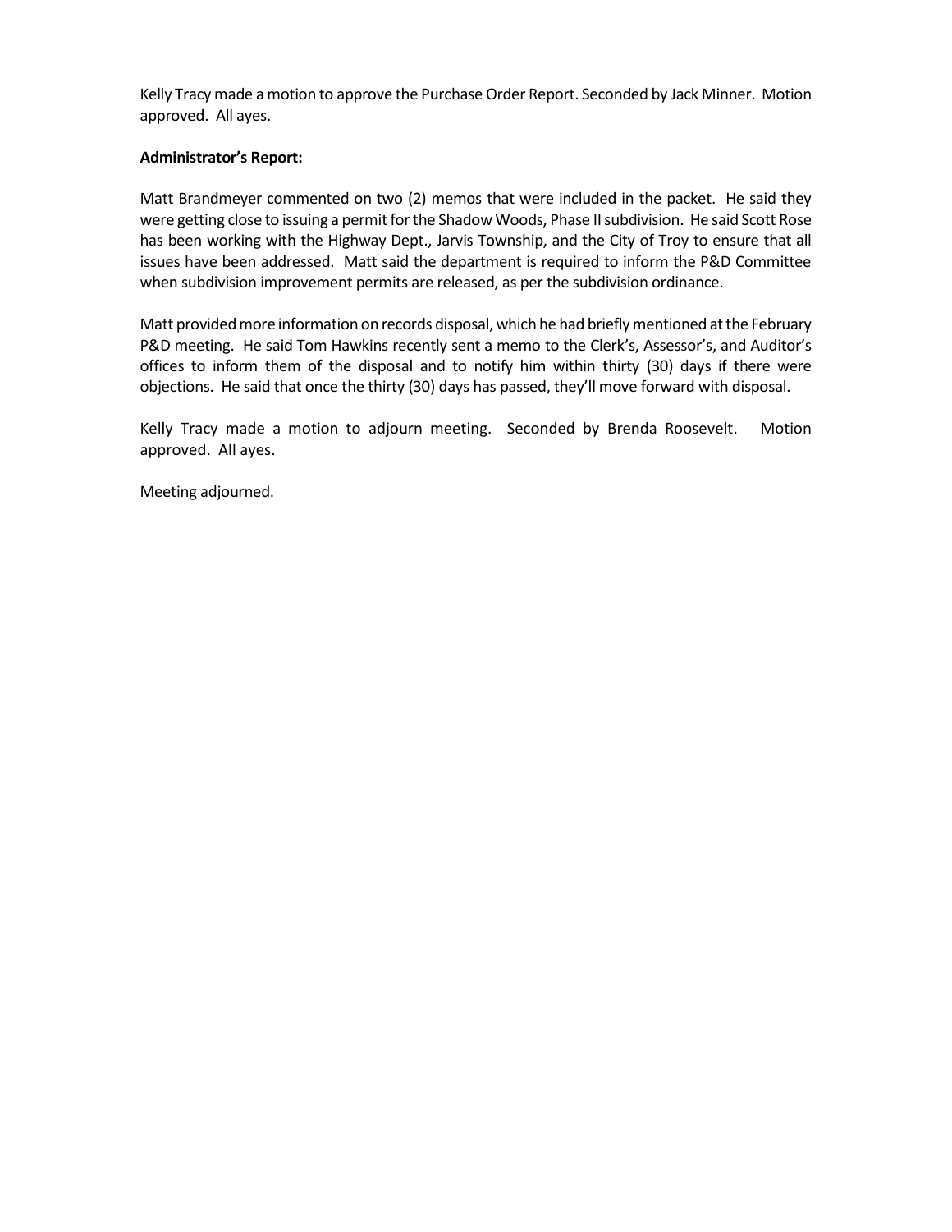Kelly Tracy made a motion to approve the Purchase Order Report. Seconded by Jack Minner. Motion approved. All ayes.

**Administrator's Report:**

Matt Brandmeyer commented on two (2) memos that were included in the packet. He said they were getting close to issuing a permit for the Shadow Woods, Phase II subdivision. He said Scott Rose has been working with the Highway Dept., Jarvis Township, and the City of Troy to ensure that all issues have been addressed. Matt said the department is required to inform the P&D Committee when subdivision improvement permits are released, as per the subdivision ordinance.

Matt provided more information on records disposal, which he had briefly mentioned at the February P&D meeting. He said Tom Hawkins recently sent a memo to the Clerk's, Assessor's, and Auditor's offices to inform them of the disposal and to notify him within thirty (30) days if there were objections. He said that once the thirty (30) days has passed, they'll move forward with disposal.

Kelly Tracy made a motion to adjourn meeting. Seconded by Brenda Roosevelt. Motion approved. All ayes.

Meeting adjourned.